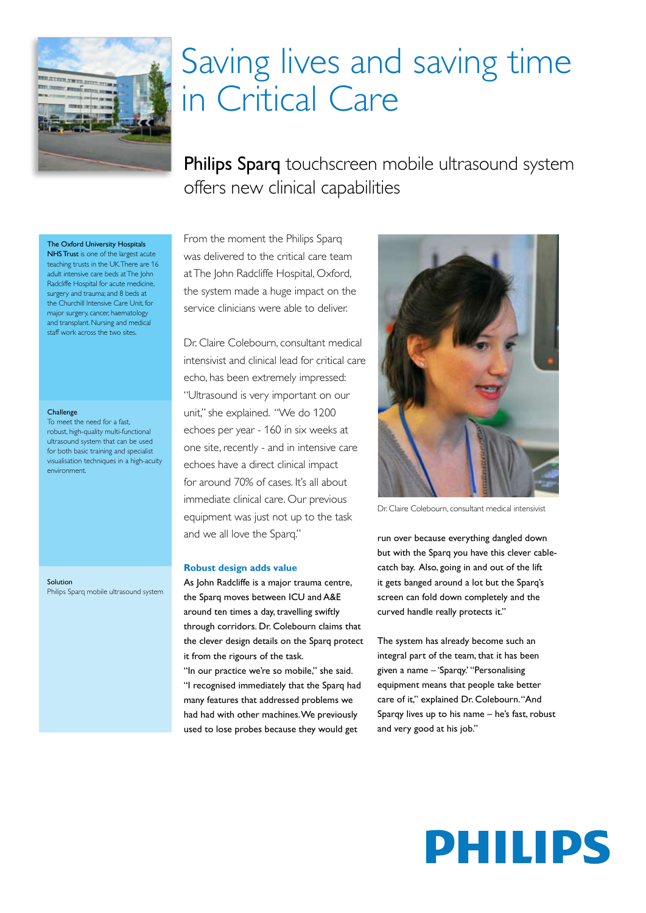# Saving lives and saving time in Critical Care

## **Philips Sparq** touchscreen mobile ultrasound system offers new clinical capabilities

**The Oxford University Hospitals NHS Trust** is one of the largest acute teaching trusts in the UK. There are 16 adult intensive care beds at The John Radcliffe Hospital for acute medicine, surgery and trauma; and 8 beds at the Churchill Intensive Care Unit, for major surgery, cancer, haematology and transplant. Nursing and medical staff work across the two sites.

**Challenge**
To meet the need for a fast, robust, high-quality multi-functional ultrasound system that can be used for both basic training and specialist visualisation techniques in a high-acuity environment.

**Solution**
Philips Sparq mobile ultrasound system

From the moment the Philips Sparq was delivered to the critical care team at The John Radcliffe Hospital, Oxford, the system made a huge impact on the service clinicians were able to deliver.

Dr. Claire Colebourn, consultant medical intensivist and clinical lead for critical care echo, has been extremely impressed: "Ultrasound is very important on our unit," she explained. "We do 1200 echoes per year - 160 in six weeks at one site, recently - and in intensive care echoes have a direct clinical impact for around 70% of cases. It's all about immediate clinical care. Our previous equipment was just not up to the task and we all love the Sparq."

### Robust design adds value

As John Radcliffe is a major trauma centre, the Sparq moves between ICU and A&E around ten times a day, travelling swiftly through corridors. Dr. Colebourn claims that the clever design details on the Sparq protect it from the rigours of the task.

"In our practice we're so mobile," she said. "I recognised immediately that the Sparq had many features that addressed problems we had had with other machines. We previously used to lose probes because they would get run over because everything dangled down but with the Sparq you have this clever cable-catch bay. Also, going in and out of the lift it gets banged around a lot but the Sparq's screen can fold down completely and the curved handle really protects it."

Dr. Claire Colebourn, consultant medical intensivist

The system has already become such an integral part of the team, that it has been given a name – 'Sparqy.' "Personalising equipment means that people take better care of it," explained Dr. Colebourn. "And Sparqy lives up to his name – he's fast, robust and very good at his job."

PHILIPS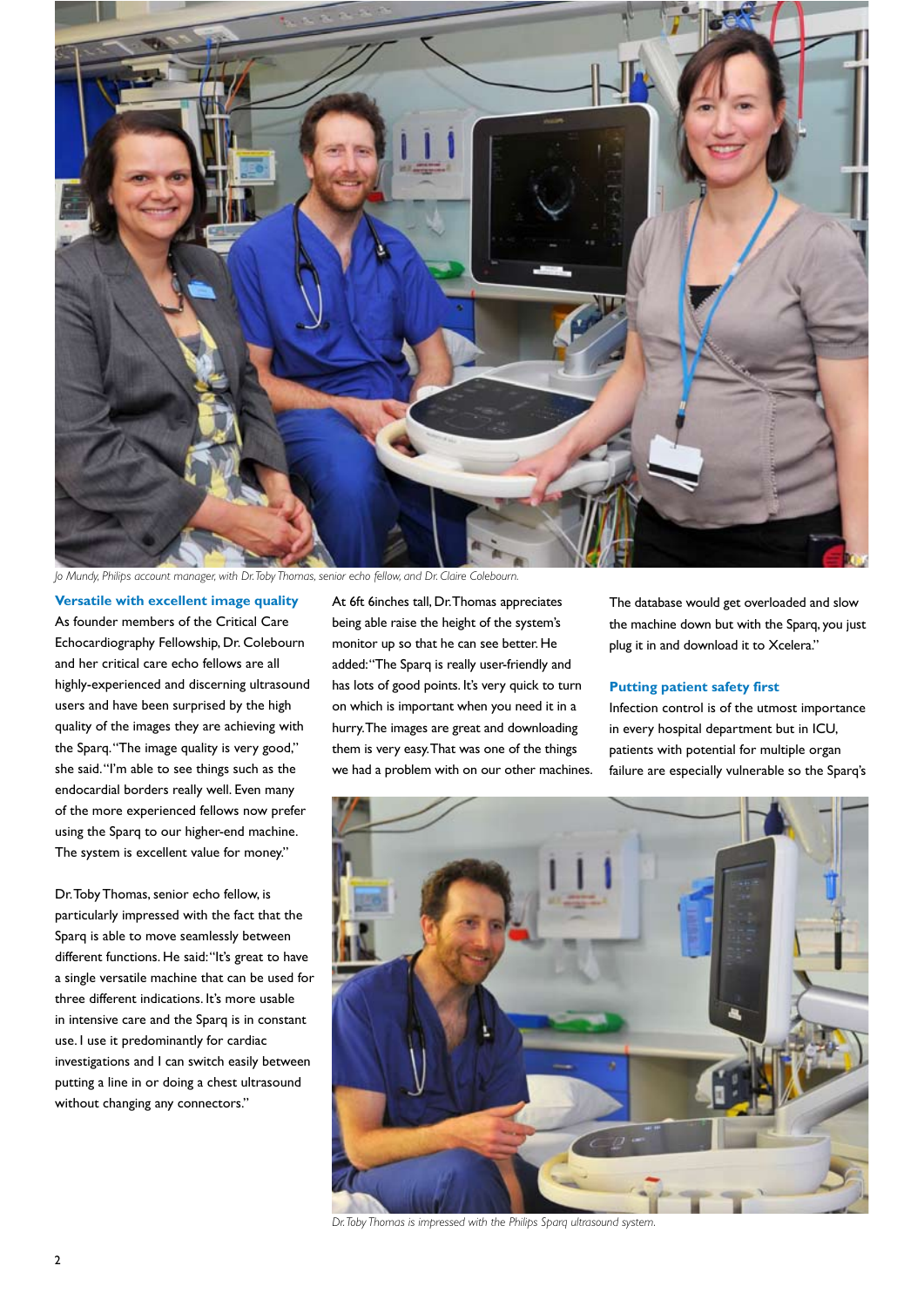Jo Mundy, Philips account manager, with Dr. Toby Thomas, senior echo fellow, and Dr. Claire Colebourn.

### Versatile with excellent image quality

As founder members of the Critical Care Echocardiography Fellowship, Dr. Colebourn and her critical care echo fellows are all highly-experienced and discerning ultrasound users and have been surprised by the high quality of the images they are achieving with the Sparq. "The image quality is very good," she said. "I'm able to see things such as the endocardial borders really well. Even many of the more experienced fellows now prefer using the Sparq to our higher-end machine. The system is excellent value for money."

Dr. Toby Thomas, senior echo fellow, is particularly impressed with the fact that the Sparq is able to move seamlessly between different functions. He said: "It's great to have a single versatile machine that can be used for three different indications. It's more usable in intensive care and the Sparq is in constant use. I use it predominantly for cardiac investigations and I can switch easily between putting a line in or doing a chest ultrasound without changing any connectors."

At 6ft 6inches tall, Dr. Thomas appreciates being able raise the height of the system's monitor up so that he can see better. He added: "The Sparq is really user-friendly and has lots of good points. It's very quick to turn on which is important when you need it in a hurry. The images are great and downloading them is very easy. That was one of the things we had a problem with on our other machines. The database would get overloaded and slow the machine down but with the Sparq, you just plug it in and download it to Xcelera."

### Putting patient safety first

Infection control is of the utmost importance in every hospital department but in ICU, patients with potential for multiple organ failure are especially vulnerable so the Sparq's

Dr. Toby Thomas is impressed with the Philips Sparq ultrasound system.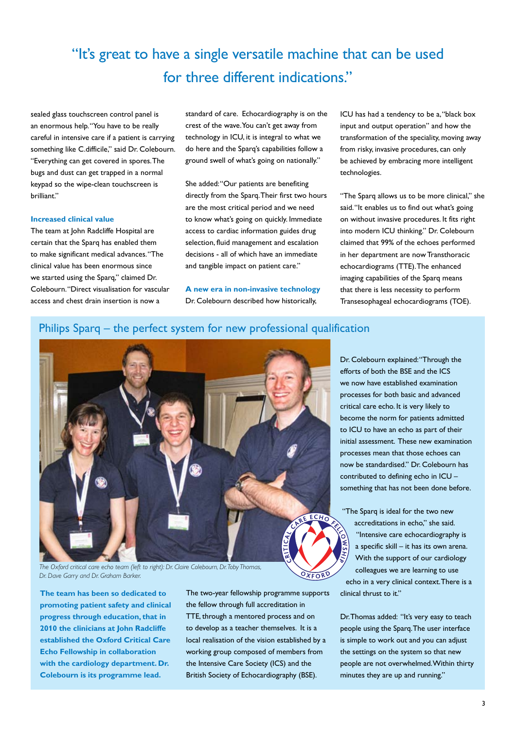# "It's great to have a single versatile machine that can be used for three different indications."

sealed glass touchscreen control panel is an enormous help. "You have to be really careful in intensive care if a patient is carrying something like C.difficile," said Dr. Colebourn. "Everything can get covered in spores. The bugs and dust can get trapped in a normal keypad so the wipe-clean touchscreen is brilliant."

### Increased clinical value

The team at John Radcliffe Hospital are certain that the Sparq has enabled them to make significant medical advances. "The clinical value has been enormous since we started using the Sparq," claimed Dr. Colebourn. "Direct visualisation for vascular access and chest drain insertion is now a standard of care. Echocardiography is on the crest of the wave. You can't get away from technology in ICU, it is integral to what we do here and the Sparq's capabilities follow a ground swell of what's going on nationally."

She added: "Our patients are benefiting directly from the Sparq. Their first two hours are the most critical period and we need to know what's going on quickly. Immediate access to cardiac information guides drug selection, fluid management and escalation decisions - all of which have an immediate and tangible impact on patient care."

### A new era in non-invasive technology

Dr. Colebourn described how historically, ICU has had a tendency to be a, "black box input and output operation" and how the transformation of the speciality, moving away from risky, invasive procedures, can only be achieved by embracing more intelligent technologies.

"The Sparq allows us to be more clinical," she said. "It enables us to find out what's going on without invasive procedures. It fits right into modern ICU thinking." Dr. Colebourn claimed that 99% of the echoes performed in her department are now Transthoracic echocardiograms (TTE). The enhanced imaging capabilities of the Sparq means that there is less necessity to perform Transesophageal echocardiograms (TOE).

## Philips Sparq – the perfect system for new professional qualification

*The Oxford critical care echo team (left to right): Dr. Claire Colebourn, Dr. Toby Thomas, Dr. Dave Garry and Dr. Graham Barker.*

**The team has been so dedicated to promoting patient safety and clinical progress through education, that in 2010 the clinicians at John Radcliffe established the Oxford Critical Care Echo Fellowship in collaboration with the cardiology department. Dr. Colebourn is its programme lead.**

The two-year fellowship programme supports the fellow through full accreditation in TTE, through a mentored process and on to develop as a teacher themselves. It is a local realisation of the vision established by a working group composed of members from the Intensive Care Society (ICS) and the British Society of Echocardiography (BSE).

Dr. Colebourn explained: "Through the efforts of both the BSE and the ICS we now have established examination processes for both basic and advanced critical care echo. It is very likely to become the norm for patients admitted to ICU to have an echo as part of their initial assessment. These new examination processes mean that those echoes can now be standardised." Dr. Colebourn has contributed to defining echo in ICU – something that has not been done before.

"The Sparq is ideal for the two new accreditations in echo," she said. "Intensive care echocardiography is a specific skill – it has its own arena. With the support of our cardiology colleagues we are learning to use echo in a very clinical context. There is a clinical thrust to it."

Dr. Thomas added: "It's very easy to teach people using the Sparq. The user interface is simple to work out and you can adjust the settings on the system so that new people are not overwhelmed. Within thirty minutes they are up and running."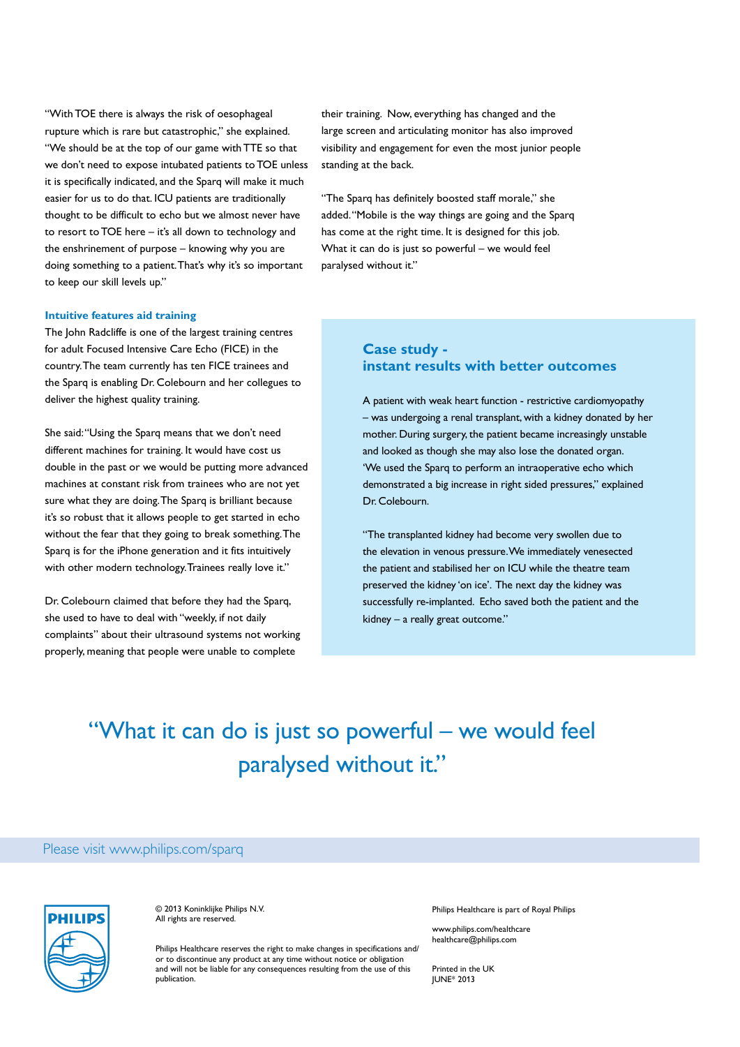"With TOE there is always the risk of oesophageal rupture which is rare but catastrophic," she explained. "We should be at the top of our game with TTE so that we don't need to expose intubated patients to TOE unless it is specifically indicated, and the Sparq will make it much easier for us to do that. ICU patients are traditionally thought to be difficult to echo but we almost never have to resort to TOE here – it's all down to technology and the enshrinement of purpose – knowing why you are doing something to a patient. That's why it's so important to keep our skill levels up."

### Intuitive features aid training

The John Radcliffe is one of the largest training centres for adult Focused Intensive Care Echo (FICE) in the country. The team currently has ten FICE trainees and the Sparq is enabling Dr. Colebourn and her collegues to deliver the highest quality training.

She said: "Using the Sparq means that we don't need different machines for training. It would have cost us double in the past or we would be putting more advanced machines at constant risk from trainees who are not yet sure what they are doing. The Sparq is brilliant because it's so robust that it allows people to get started in echo without the fear that they going to break something. The Sparq is for the iPhone generation and it fits intuitively with other modern technology. Trainees really love it."

Dr. Colebourn claimed that before they had the Sparq, she used to have to deal with "weekly, if not daily complaints" about their ultrasound systems not working properly, meaning that people were unable to complete their training. Now, everything has changed and the large screen and articulating monitor has also improved visibility and engagement for even the most junior people standing at the back.

"The Sparq has definitely boosted staff morale," she added. "Mobile is the way things are going and the Sparq has come at the right time. It is designed for this job. What it can do is just so powerful – we would feel paralysed without it."

### Case study - instant results with better outcomes

A patient with weak heart function - restrictive cardiomyopathy – was undergoing a renal transplant, with a kidney donated by her mother. During surgery, the patient became increasingly unstable and looked as though she may also lose the donated organ. 'We used the Sparq to perform an intraoperative echo which demonstrated a big increase in right sided pressures," explained Dr. Colebourn.

"The transplanted kidney had become very swollen due to the elevation in venous pressure. We immediately venesected the patient and stabilised her on ICU while the theatre team preserved the kidney 'on ice'. The next day the kidney was successfully re-implanted. Echo saved both the patient and the kidney – a really great outcome."

> "What it can do is just so powerful – we would feel paralysed without it."

Please visit www.philips.com/sparq

PHILIPS

© 2013 Koninklijke Philips N.V.
All rights are reserved.

Philips Healthcare reserves the right to make changes in specifications and/or to discontinue any product at any time without notice or obligation and will not be liable for any consequences resulting from the use of this publication.

Philips Healthcare is part of Royal Philips

www.philips.com/healthcare
healthcare@philips.com

Printed in the UK
JUNE* 2013